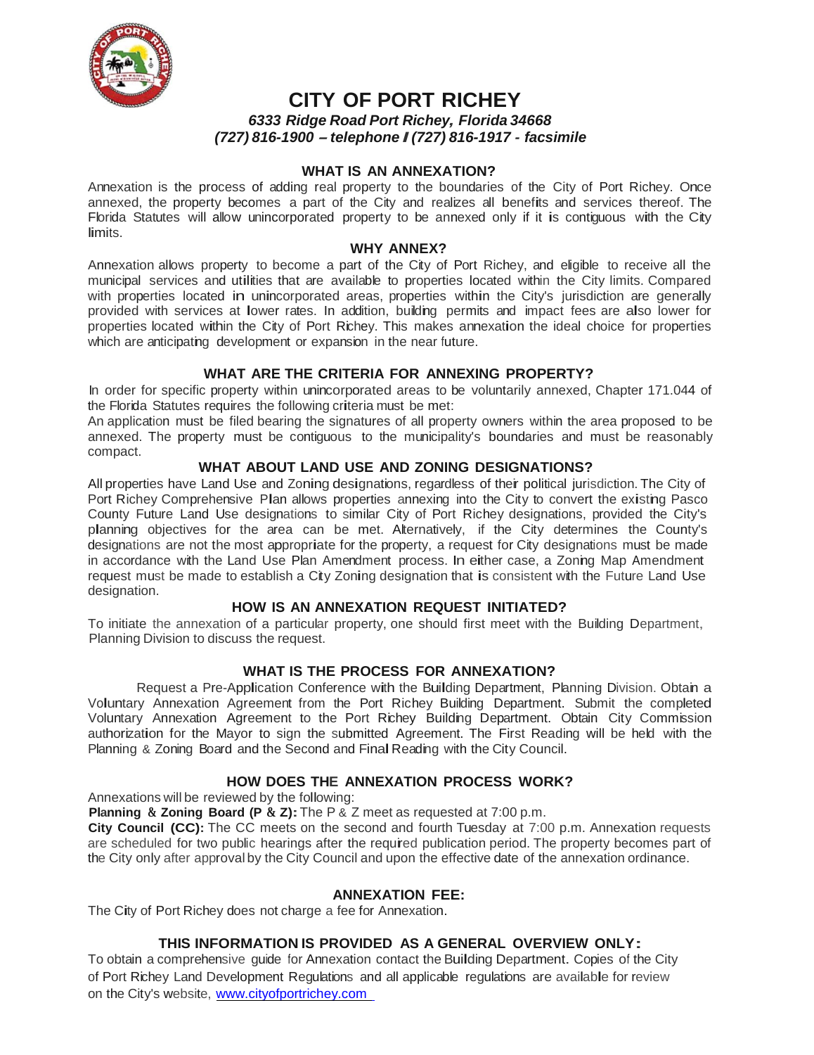# CITY OF PORT RICHEY

***6333 Ridge Road Port Richey, Florida 34668***
***(727) 816-1900 – telephone / (727) 816-1917 - facsimile***

## WHAT IS AN ANNEXATION?

Annexation is the process of adding real property to the boundaries of the City of Port Richey. Once annexed, the property becomes a part of the City and realizes all benefits and services thereof. The Florida Statutes will allow unincorporated property to be annexed only if it is contiguous with the City limits.

## WHY ANNEX?

Annexation allows property to become a part of the City of Port Richey, and eligible to receive all the municipal services and utilities that are available to properties located within the City limits. Compared with properties located in unincorporated areas, properties within the City's jurisdiction are generally provided with services at lower rates. In addition, building permits and impact fees are also lower for properties located within the City of Port Richey. This makes annexation the ideal choice for properties which are anticipating development or expansion in the near future.

## WHAT ARE THE CRITERIA FOR ANNEXING PROPERTY?

In order for specific property within unincorporated areas to be voluntarily annexed, Chapter 171.044 of the Florida Statutes requires the following criteria must be met:

An application must be filed bearing the signatures of all property owners within the area proposed to be annexed. The property must be contiguous to the municipality's boundaries and must be reasonably compact.

## WHAT ABOUT LAND USE AND ZONING DESIGNATIONS?

All properties have Land Use and Zoning designations, regardless of their political jurisdiction. The City of Port Richey Comprehensive Plan allows properties annexing into the City to convert the existing Pasco County Future Land Use designations to similar City of Port Richey designations, provided the City's planning objectives for the area can be met. Alternatively, if the City determines the County's designations are not the most appropriate for the property, a request for City designations must be made in accordance with the Land Use Plan Amendment process. In either case, a Zoning Map Amendment request must be made to establish a City Zoning designation that is consistent with the Future Land Use designation.

## HOW IS AN ANNEXATION REQUEST INITIATED?

To initiate the annexation of a particular property, one should first meet with the Building Department, Planning Division to discuss the request.

## WHAT IS THE PROCESS FOR ANNEXATION?

Request a Pre-Application Conference with the Building Department, Planning Division. Obtain a Voluntary Annexation Agreement from the Port Richey Building Department. Submit the completed Voluntary Annexation Agreement to the Port Richey Building Department. Obtain City Commission authorization for the Mayor to sign the submitted Agreement. The First Reading will be held with the Planning & Zoning Board and the Second and Final Reading with the City Council.

## HOW DOES THE ANNEXATION PROCESS WORK?

Annexations will be reviewed by the following:

**Planning & Zoning Board (P & Z):** The P & Z meet as requested at 7:00 p.m.

**City Council (CC):** The CC meets on the second and fourth Tuesday at 7:00 p.m. Annexation requests are scheduled for two public hearings after the required publication period. The property becomes part of the City only after approval by the City Council and upon the effective date of the annexation ordinance.

## ANNEXATION FEE:

The City of Port Richey does not charge a fee for Annexation.

## THIS INFORMATION IS PROVIDED AS A GENERAL OVERVIEW ONLY:

To obtain a comprehensive guide for Annexation contact the Building Department. Copies of the City of Port Richey Land Development Regulations and all applicable regulations are available for review on the City's website, www.cityofportrichey.com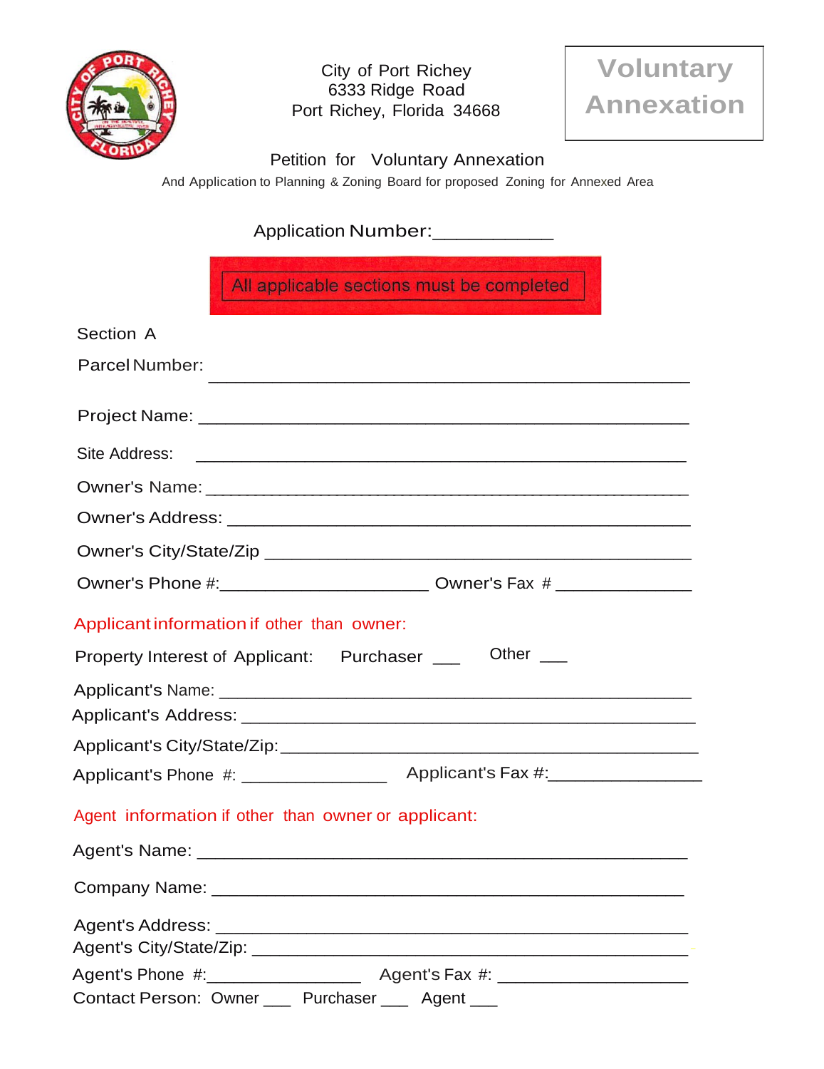City of Port Richey
6333 Ridge Road
Port Richey, Florida 34668

# Voluntary Annexation

## Petition for Voluntary Annexation

And Application to Planning & Zoning Board for proposed Zoning for Annexed Area

Application Number:___________

**All applicable sections must be completed**

### Section A

Parcel Number: ______________________________________________

Project Name: ______________________________________________

Site Address: ______________________________________________

Owner's Name: ______________________________________________

Owner's Address: ______________________________________________

Owner's City/State/Zip ______________________________________________

Owner's Phone #:____________________ Owner's Fax # _____________

Applicant information if other than owner:

Property Interest of Applicant: Purchaser ___ Other ___

Applicant's Name: ______________________________________________

Applicant's Address: ______________________________________________

Applicant's City/State/Zip:______________________________________________

Applicant's Phone #: _______________ Applicant's Fax #:_______________

Agent information if other than owner or applicant:

Agent's Name: ______________________________________________

Company Name: ______________________________________________

Agent's Address: ______________________________________________

Agent's City/State/Zip: ______________________________________________

Agent's Phone #:________________ Agent's Fax #: ___________________

Contact Person: Owner ___ Purchaser ___ Agent ___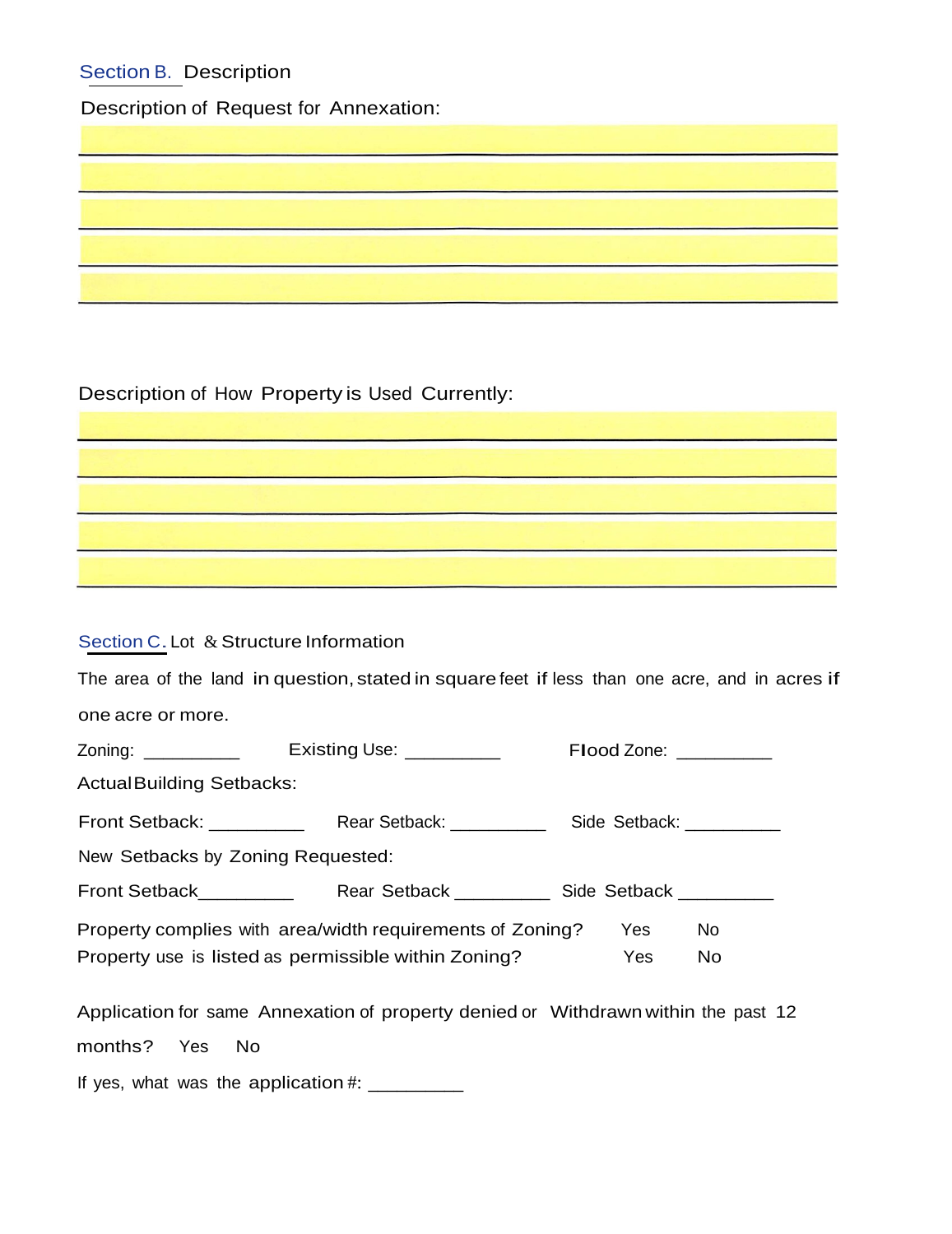## Section B. Description

Description of Request for Annexation:

_______________________________________________

_______________________________________________

_______________________________________________

_______________________________________________

_______________________________________________

Description of How Property is Used Currently:

_______________________________________________

_______________________________________________

_______________________________________________

_______________________________________________

_______________________________________________

## Section C. Lot & Structure Information

The area of the land in question, stated in square feet if less than one acre, and in acres if one acre or more.

Zoning: __________ Existing Use: __________ Flood Zone: __________

Actual Building Setbacks:

Front Setback: __________ Rear Setback: __________ Side Setback: __________

New Setbacks by Zoning Requested:

Front Setback__________ Rear Setback __________ Side Setback __________

Property complies with area/width requirements of Zoning? Yes No

Property use is listed as permissible within Zoning? Yes No

Application for same Annexation of property denied or Withdrawn within the past 12 months? Yes No

If yes, what was the application #: __________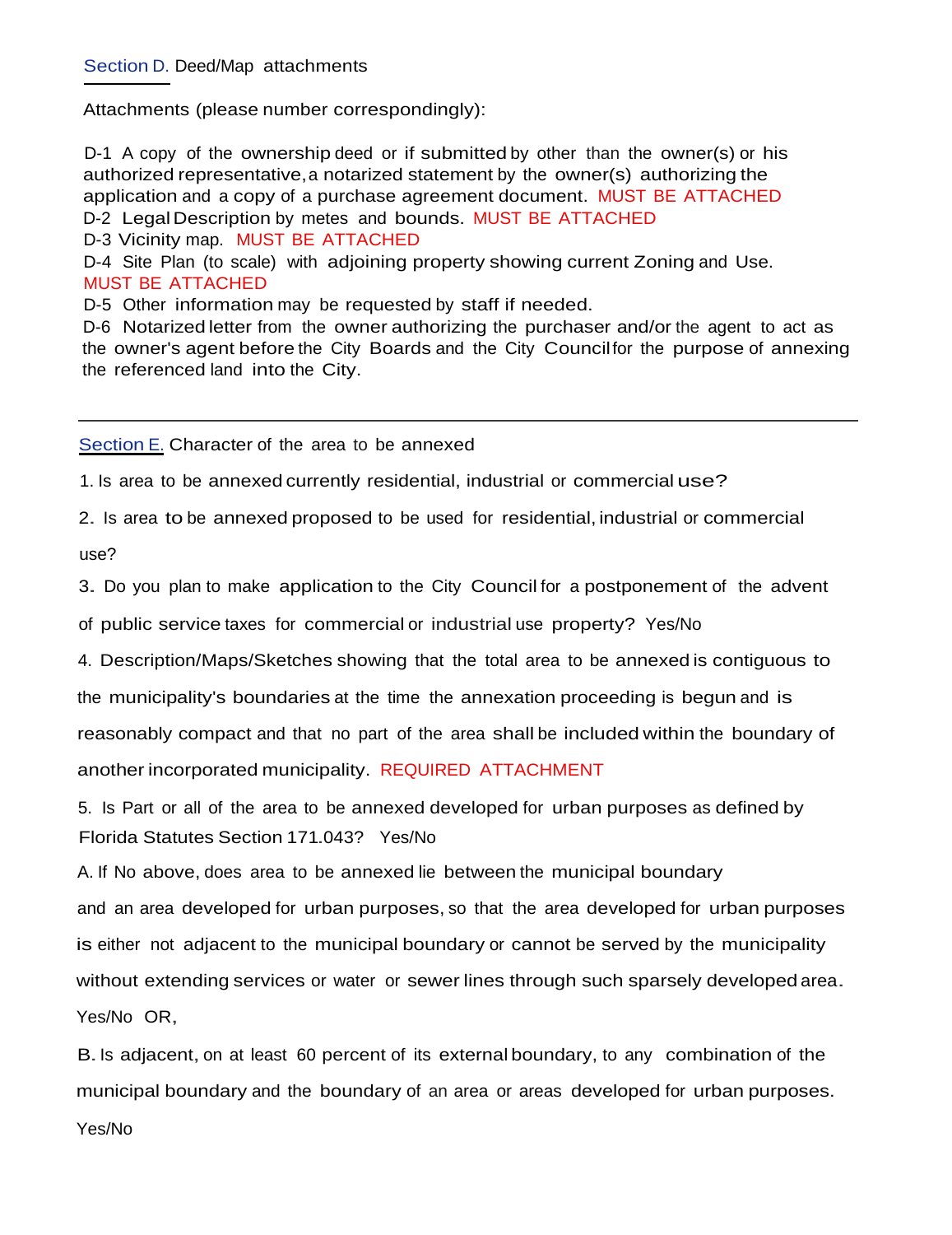## Section D. Deed/Map attachments

Attachments (please number correspondingly):

D-1 A copy of the ownership deed or if submitted by other than the owner(s) or his authorized representative, a notarized statement by the owner(s) authorizing the application and a copy of a purchase agreement document. MUST BE ATTACHED
D-2 Legal Description by metes and bounds. MUST BE ATTACHED
D-3 Vicinity map. MUST BE ATTACHED
D-4 Site Plan (to scale) with adjoining property showing current Zoning and Use. MUST BE ATTACHED
D-5 Other information may be requested by staff if needed.
D-6 Notarized letter from the owner authorizing the purchaser and/or the agent to act as the owner's agent before the City Boards and the City Council for the purpose of annexing the referenced land into the City.

---

## Section E. Character of the area to be annexed

1. Is area to be annexed currently residential, industrial or commercial use?

2. Is area to be annexed proposed to be used for residential, industrial or commercial use?

3. Do you plan to make application to the City Council for a postponement of the advent of public service taxes for commercial or industrial use property? Yes/No

4. Description/Maps/Sketches showing that the total area to be annexed is contiguous to the municipality's boundaries at the time the annexation proceeding is begun and is reasonably compact and that no part of the area shall be included within the boundary of another incorporated municipality. REQUIRED ATTACHMENT

5. Is Part or all of the area to be annexed developed for urban purposes as defined by Florida Statutes Section 171.043? Yes/No

A. If No above, does area to be annexed lie between the municipal boundary and an area developed for urban purposes, so that the area developed for urban purposes is either not adjacent to the municipal boundary or cannot be served by the municipality without extending services or water or sewer lines through such sparsely developed area. Yes/No OR,

B. Is adjacent, on at least 60 percent of its external boundary, to any combination of the municipal boundary and the boundary of an area or areas developed for urban purposes. Yes/No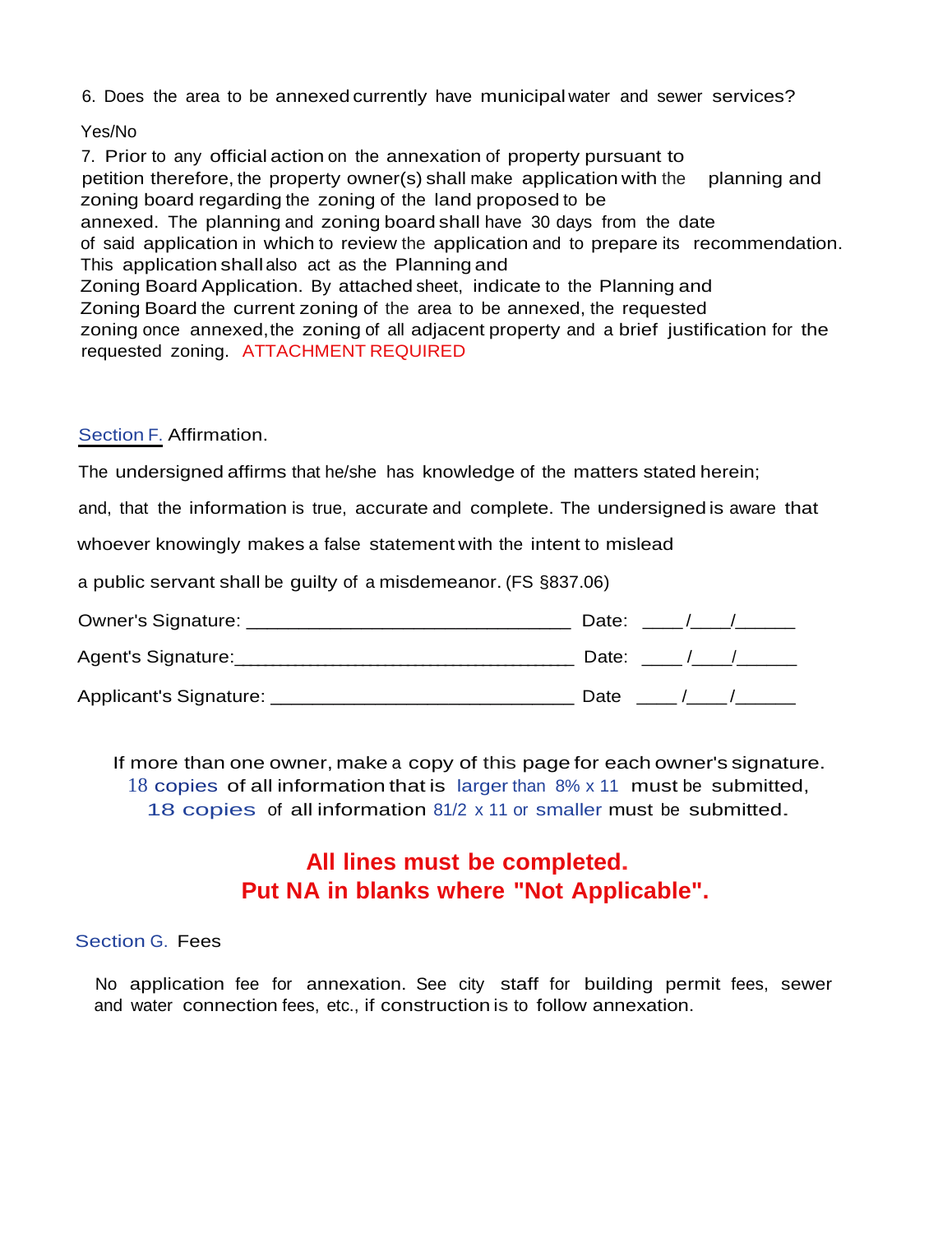6. Does the area to be annexed currently have municipal water and sewer services?

Yes/No

7. Prior to any official action on the annexation of property pursuant to petition therefore, the property owner(s) shall make application with the planning and zoning board regarding the zoning of the land proposed to be annexed. The planning and zoning board shall have 30 days from the date of said application in which to review the application and to prepare its recommendation. This application shall also act as the Planning and Zoning Board Application. By attached sheet, indicate to the Planning and Zoning Board the current zoning of the area to be annexed, the requested zoning once annexed, the zoning of all adjacent property and a brief justification for the requested zoning. ATTACHMENT REQUIRED

## Section F. Affirmation.

The undersigned affirms that he/she has knowledge of the matters stated herein; and, that the information is true, accurate and complete. The undersigned is aware that whoever knowingly makes a false statement with the intent to mislead a public servant shall be guilty of a misdemeanor. (FS §837.06)

Owner's Signature: ______________________________ Date: ____/____/______

Agent's Signature: ________________________________ Date: ____/____/______

Applicant's Signature: ____________________________ Date ____/____/______

If more than one owner, make a copy of this page for each owner's signature.
18 copies of all information that is larger than 8% x 11 must be submitted,
18 copies of all information 81/2 x 11 or smaller must be submitted.

**All lines must be completed.**
**Put NA in blanks where "Not Applicable".**

## Section G. Fees

No application fee for annexation. See city staff for building permit fees, sewer and water connection fees, etc., if construction is to follow annexation.